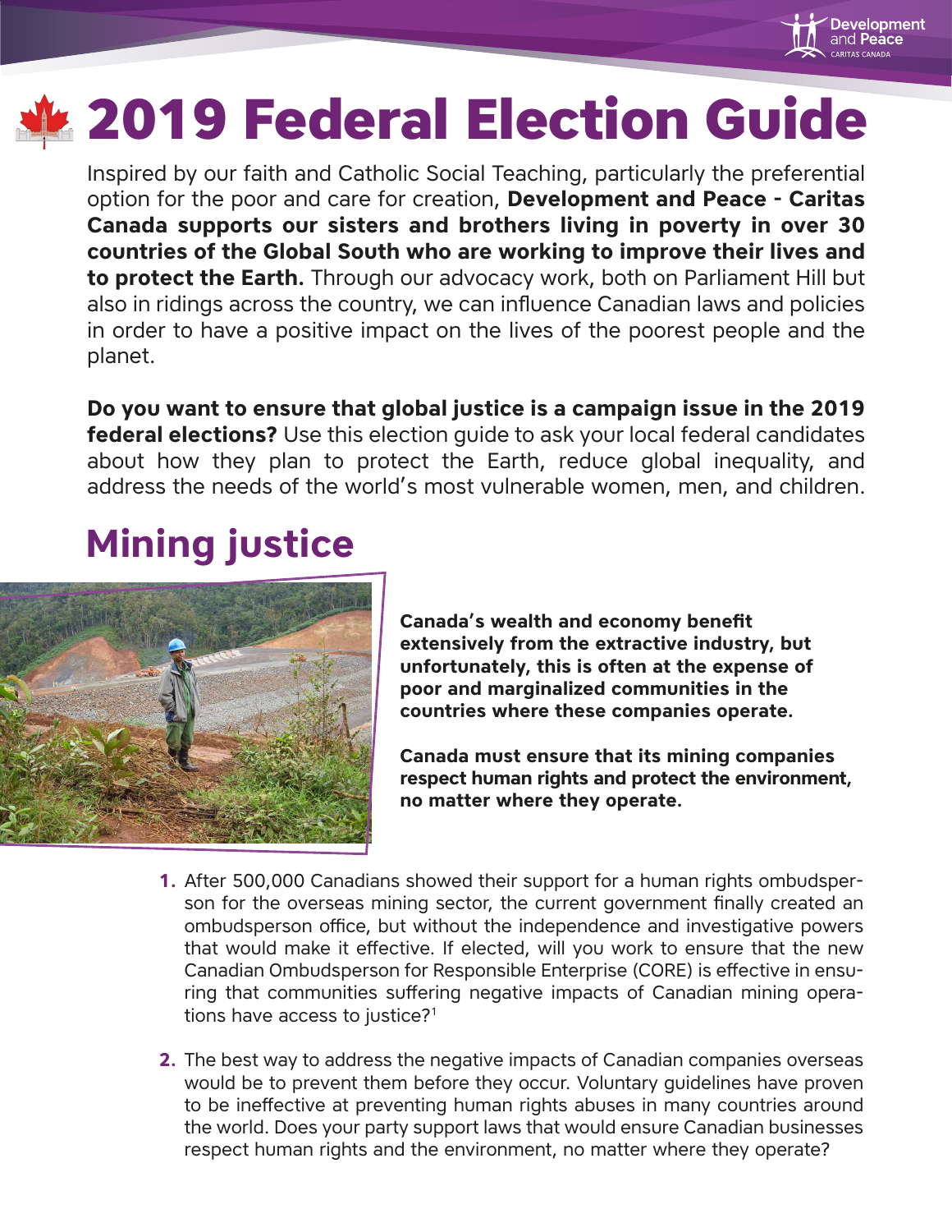# 2019 Federal Election Guide

Inspired by our faith and Catholic Social Teaching, particularly the preferential option for the poor and care for creation, **Development and Peace - Caritas Canada supports our sisters and brothers living in poverty in over 30 countries of the Global South who are working to improve their lives and to protect the Earth.** Through our advocacy work, both on Parliament Hill but also in ridings across the country, we can influence Canadian laws and policies in order to have a positive impact on the lives of the poorest people and the planet.

**Do you want to ensure that global justice is a campaign issue in the 2019 federal elections?** Use this election guide to ask your local federal candidates about how they plan to protect the Earth, reduce global inequality, and address the needs of the world's most vulnerable women, men, and children.

## Mining justice

**Canada's wealth and economy benefit extensively from the extractive industry, but unfortunately, this is often at the expense of poor and marginalized communities in the countries where these companies operate.**

**Canada must ensure that its mining companies respect human rights and protect the environment, no matter where they operate.**

1. After 500,000 Canadians showed their support for a human rights ombudsperson for the overseas mining sector, the current government finally created an ombudsperson office, but without the independence and investigative powers that would make it effective. If elected, will you work to ensure that the new Canadian Ombudsperson for Responsible Enterprise (CORE) is effective in ensuring that communities suffering negative impacts of Canadian mining operations have access to justice?[1]

2. The best way to address the negative impacts of Canadian companies overseas would be to prevent them before they occur. Voluntary guidelines have proven to be ineffective at preventing human rights abuses in many countries around the world. Does your party support laws that would ensure Canadian businesses respect human rights and the environment, no matter where they operate?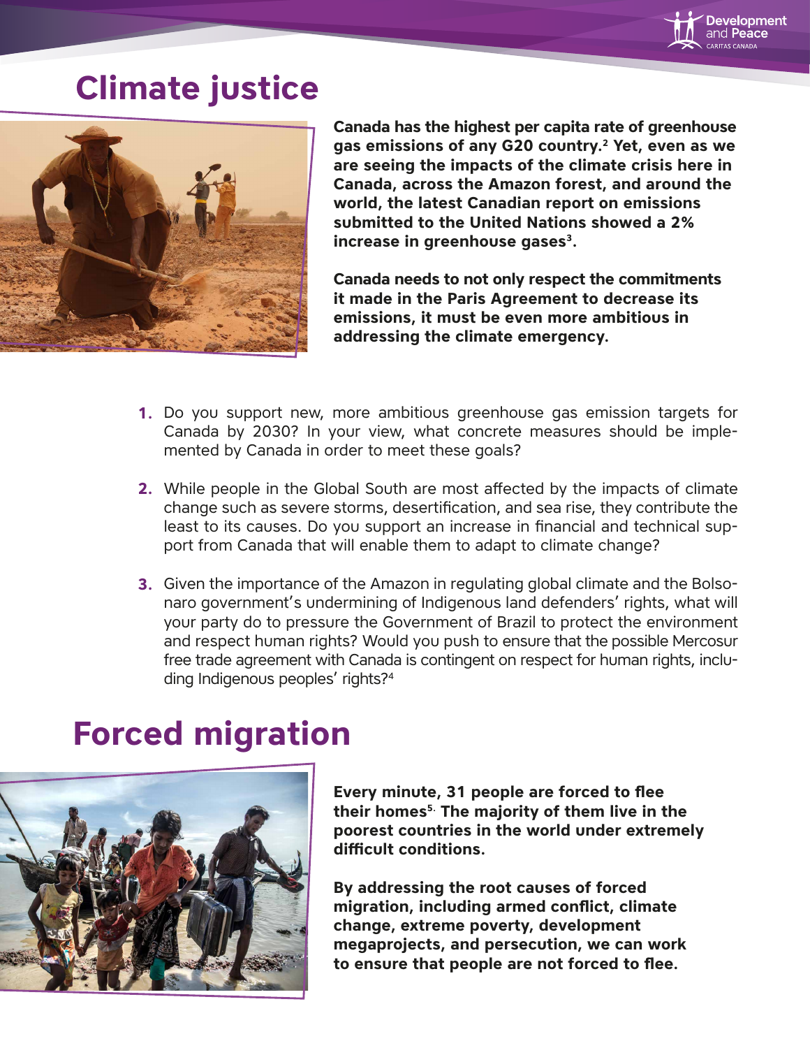# Climate justice

**Canada has the highest per capita rate of greenhouse gas emissions of any G20 country.[2] Yet, even as we are seeing the impacts of the climate crisis here in Canada, across the Amazon forest, and around the world, the latest Canadian report on emissions submitted to the United Nations showed a 2% increase in greenhouse gases[3].**

**Canada needs to not only respect the commitments it made in the Paris Agreement to decrease its emissions, it must be even more ambitious in addressing the climate emergency.**

1. Do you support new, more ambitious greenhouse gas emission targets for Canada by 2030? In your view, what concrete measures should be implemented by Canada in order to meet these goals?
2. While people in the Global South are most affected by the impacts of climate change such as severe storms, desertification, and sea rise, they contribute the least to its causes. Do you support an increase in financial and technical support from Canada that will enable them to adapt to climate change?
3. Given the importance of the Amazon in regulating global climate and the Bolsonaro government's undermining of Indigenous land defenders' rights, what will your party do to pressure the Government of Brazil to protect the environment and respect human rights? Would you push to ensure that the possible Mercosur free trade agreement with Canada is contingent on respect for human rights, including Indigenous peoples' rights?[4]

# Forced migration

**Every minute, 31 people are forced to flee their homes[5]. The majority of them live in the poorest countries in the world under extremely difficult conditions.**

**By addressing the root causes of forced migration, including armed conflict, climate change, extreme poverty, development megaprojects, and persecution, we can work to ensure that people are not forced to flee.**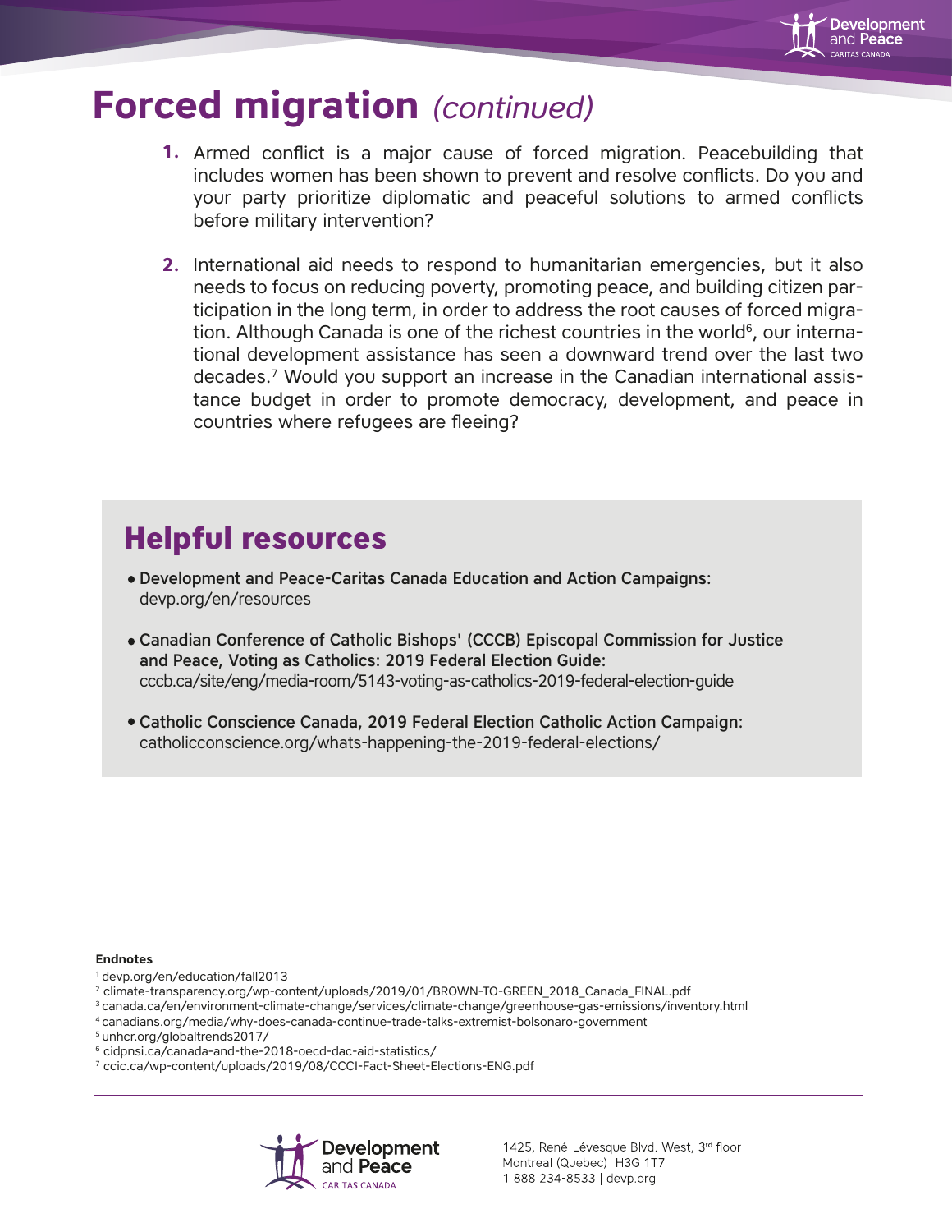# Forced migration *(continued)*

1. Armed conflict is a major cause of forced migration. Peacebuilding that includes women has been shown to prevent and resolve conflicts. Do you and your party prioritize diplomatic and peaceful solutions to armed conflicts before military intervention?

2. International aid needs to respond to humanitarian emergencies, but it also needs to focus on reducing poverty, promoting peace, and building citizen participation in the long term, in order to address the root causes of forced migration. Although Canada is one of the richest countries in the world[6], our international development assistance has seen a downward trend over the last two decades.[7] Would you support an increase in the Canadian international assistance budget in order to promote democracy, development, and peace in countries where refugees are fleeing?

## Helpful resources

- **Development and Peace-Caritas Canada Education and Action Campaigns:** devp.org/en/resources
- **Canadian Conference of Catholic Bishops' (CCCB) Episcopal Commission for Justice and Peace, Voting as Catholics: 2019 Federal Election Guide:** cccb.ca/site/eng/media-room/5143-voting-as-catholics-2019-federal-election-guide
- **Catholic Conscience Canada, 2019 Federal Election Catholic Action Campaign:** catholicconscience.org/whats-happening-the-2019-federal-elections/

**Endnotes**

[1] devp.org/en/education/fall2013
[2] climate-transparency.org/wp-content/uploads/2019/01/BROWN-TO-GREEN_2018_Canada_FINAL.pdf
[3] canada.ca/en/environment-climate-change/services/climate-change/greenhouse-gas-emissions/inventory.html
[4] canadians.org/media/why-does-canada-continue-trade-talks-extremist-bolsonaro-government
[5] unhcr.org/globaltrends2017/
[6] cidpnsi.ca/canada-and-the-2018-oecd-dac-aid-statistics/
[7] ccic.ca/wp-content/uploads/2019/08/CCCI-Fact-Sheet-Elections-ENG.pdf

Development and Peace – Caritas Canada
1425, René-Lévesque Blvd. West, 3rd floor
Montreal (Quebec) H3G 1T7
1 888 234-8533 | devp.org